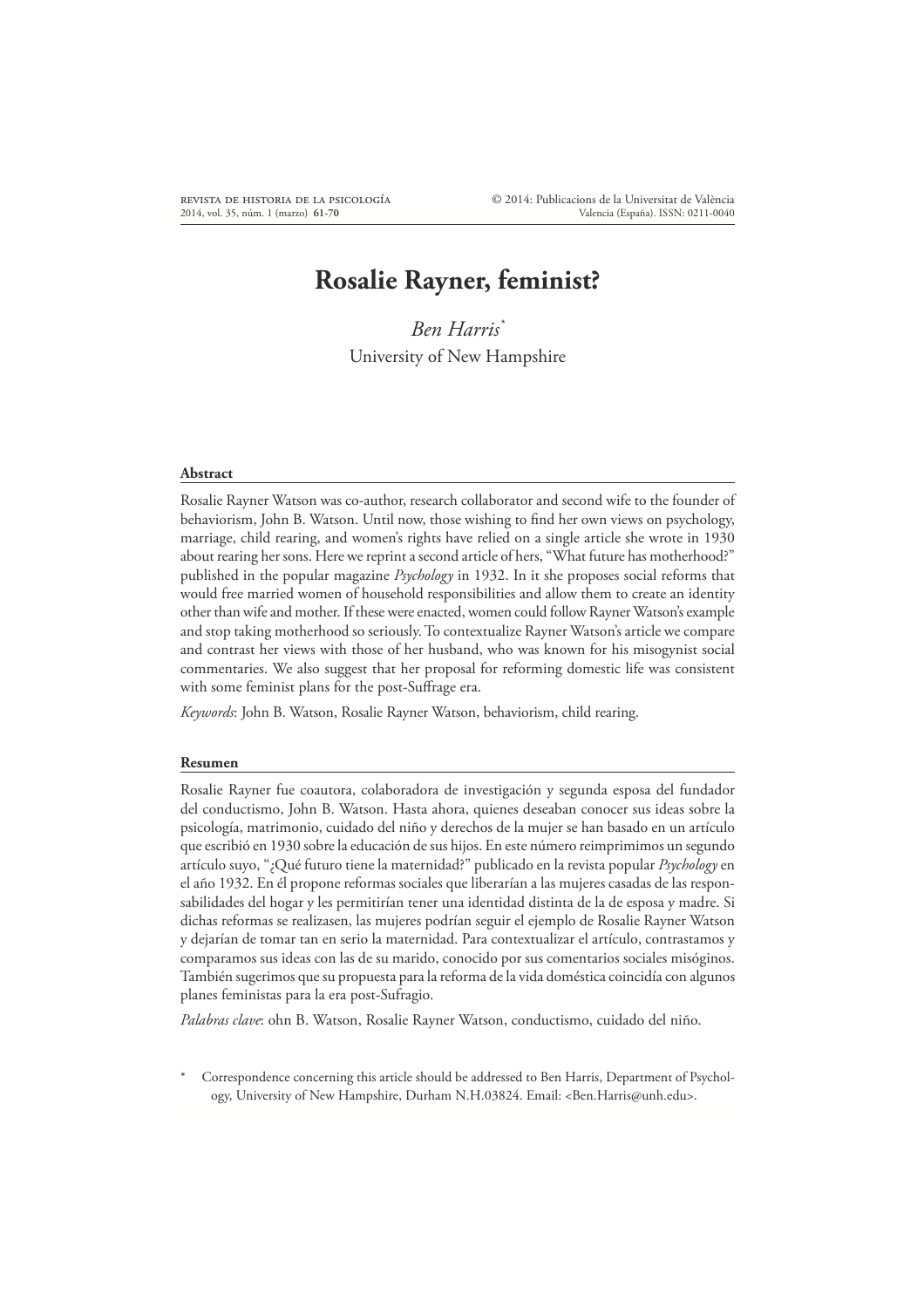# Rosalie Rayner, feminist?

*Ben Harris*[*]
University of New Hampshire

## Abstract

Rosalie Rayner Watson was co-author, research collaborator and second wife to the founder of behaviorism, John B. Watson. Until now, those wishing to find her own views on psychology, marriage, child rearing, and women's rights have relied on a single article she wrote in 1930 about rearing her sons. Here we reprint a second article of hers, "What future has motherhood?" published in the popular magazine *Psychology* in 1932. In it she proposes social reforms that would free married women of household responsibilities and allow them to create an identity other than wife and mother. If these were enacted, women could follow Rayner Watson's example and stop taking motherhood so seriously. To contextualize Rayner Watson's article we compare and contrast her views with those of her husband, who was known for his misogynist social commentaries. We also suggest that her proposal for reforming domestic life was consistent with some feminist plans for the post-Suffrage era.

*Keywords*: John B. Watson, Rosalie Rayner Watson, behaviorism, child rearing.

## Resumen

Rosalie Rayner fue coautora, colaboradora de investigación y segunda esposa del fundador del conductismo, John B. Watson. Hasta ahora, quienes deseaban conocer sus ideas sobre la psicología, matrimonio, cuidado del niño y derechos de la mujer se han basado en un artículo que escribió en 1930 sobre la educación de sus hijos. En este número reimprimimos un segundo artículo suyo, "¿Qué futuro tiene la maternidad?" publicado en la revista popular *Psychology* en el año 1932. En él propone reformas sociales que liberarían a las mujeres casadas de las responsabilidades del hogar y les permitirían tener una identidad distinta de la de esposa y madre. Si dichas reformas se realizasen, las mujeres podrían seguir el ejemplo de Rosalie Rayner Watson y dejarían de tomar tan en serio la maternidad. Para contextualizar el artículo, contrastamos y comparamos sus ideas con las de su marido, conocido por sus comentarios sociales misóginos. También sugerimos que su propuesta para la reforma de la vida doméstica coincidía con algunos planes feministas para la era post-Sufragio.

*Palabras clave*: ohn B. Watson, Rosalie Rayner Watson, conductismo, cuidado del niño.

[*] Correspondence concerning this article should be addressed to Ben Harris, Department of Psychology, University of New Hampshire, Durham N.H.03824. Email: <Ben.Harris@unh.edu>.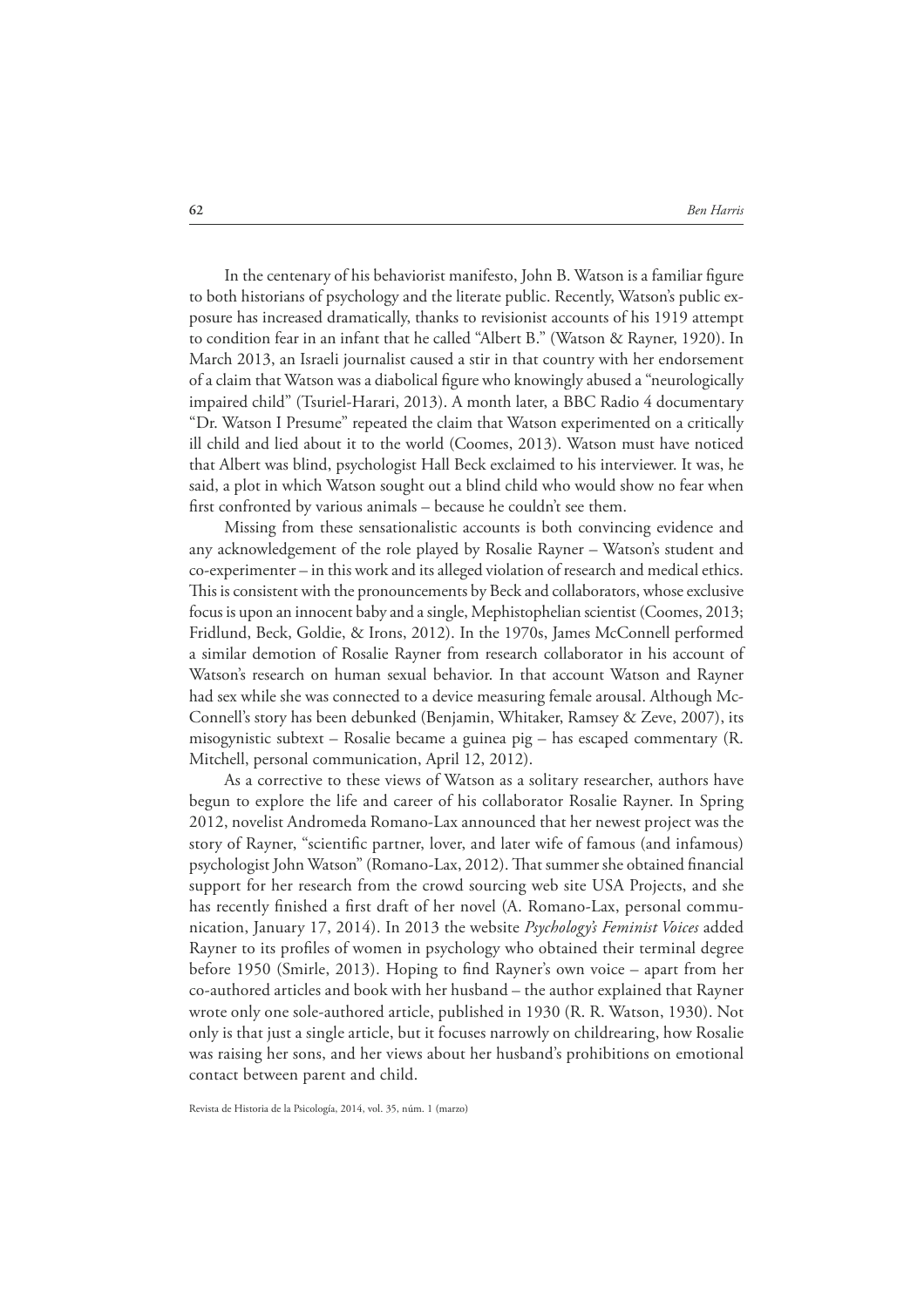In the centenary of his behaviorist manifesto, John B. Watson is a familiar figure to both historians of psychology and the literate public. Recently, Watson's public exposure has increased dramatically, thanks to revisionist accounts of his 1919 attempt to condition fear in an infant that he called "Albert B." (Watson & Rayner, 1920). In March 2013, an Israeli journalist caused a stir in that country with her endorsement of a claim that Watson was a diabolical figure who knowingly abused a "neurologically impaired child" (Tsuriel-Harari, 2013). A month later, a BBC Radio 4 documentary "Dr. Watson I Presume" repeated the claim that Watson experimented on a critically ill child and lied about it to the world (Coomes, 2013). Watson must have noticed that Albert was blind, psychologist Hall Beck exclaimed to his interviewer. It was, he said, a plot in which Watson sought out a blind child who would show no fear when first confronted by various animals – because he couldn't see them.

Missing from these sensationalistic accounts is both convincing evidence and any acknowledgement of the role played by Rosalie Rayner – Watson's student and co-experimenter – in this work and its alleged violation of research and medical ethics. This is consistent with the pronouncements by Beck and collaborators, whose exclusive focus is upon an innocent baby and a single, Mephistophelian scientist (Coomes, 2013; Fridlund, Beck, Goldie, & Irons, 2012). In the 1970s, James McConnell performed a similar demotion of Rosalie Rayner from research collaborator in his account of Watson's research on human sexual behavior. In that account Watson and Rayner had sex while she was connected to a device measuring female arousal. Although McConnell's story has been debunked (Benjamin, Whitaker, Ramsey & Zeve, 2007), its misogynistic subtext – Rosalie became a guinea pig – has escaped commentary (R. Mitchell, personal communication, April 12, 2012).

As a corrective to these views of Watson as a solitary researcher, authors have begun to explore the life and career of his collaborator Rosalie Rayner. In Spring 2012, novelist Andromeda Romano-Lax announced that her newest project was the story of Rayner, "scientific partner, lover, and later wife of famous (and infamous) psychologist John Watson" (Romano-Lax, 2012). That summer she obtained financial support for her research from the crowd sourcing web site USA Projects, and she has recently finished a first draft of her novel (A. Romano-Lax, personal communication, January 17, 2014). In 2013 the website *Psychology's Feminist Voices* added Rayner to its profiles of women in psychology who obtained their terminal degree before 1950 (Smirle, 2013). Hoping to find Rayner's own voice – apart from her co-authored articles and book with her husband – the author explained that Rayner wrote only one sole-authored article, published in 1930 (R. R. Watson, 1930). Not only is that just a single article, but it focuses narrowly on childrearing, how Rosalie was raising her sons, and her views about her husband's prohibitions on emotional contact between parent and child.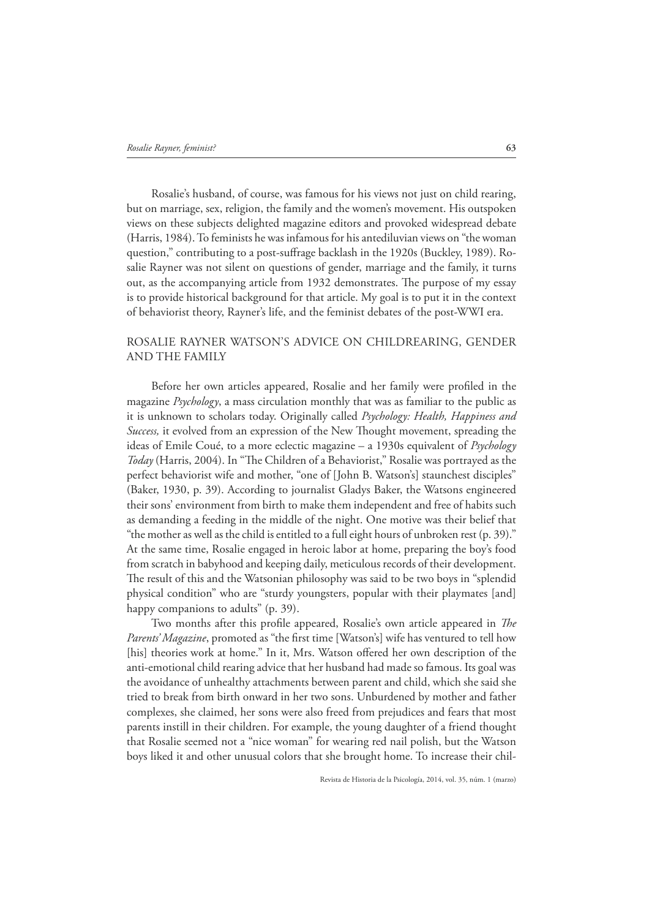Rosalie's husband, of course, was famous for his views not just on child rearing, but on marriage, sex, religion, the family and the women's movement. His outspoken views on these subjects delighted magazine editors and provoked widespread debate (Harris, 1984). To feminists he was infamous for his antediluvian views on "the woman question," contributing to a post-suffrage backlash in the 1920s (Buckley, 1989). Rosalie Rayner was not silent on questions of gender, marriage and the family, it turns out, as the accompanying article from 1932 demonstrates. The purpose of my essay is to provide historical background for that article. My goal is to put it in the context of behaviorist theory, Rayner's life, and the feminist debates of the post-WWI era.

## ROSALIE RAYNER WATSON'S ADVICE ON CHILDREARING, GENDER AND THE FAMILY

Before her own articles appeared, Rosalie and her family were profiled in the magazine *Psychology*, a mass circulation monthly that was as familiar to the public as it is unknown to scholars today. Originally called *Psychology: Health, Happiness and Success,* it evolved from an expression of the New Thought movement, spreading the ideas of Emile Coué, to a more eclectic magazine – a 1930s equivalent of *Psychology Today* (Harris, 2004). In "The Children of a Behaviorist," Rosalie was portrayed as the perfect behaviorist wife and mother, "one of [John B. Watson's] staunchest disciples" (Baker, 1930, p. 39). According to journalist Gladys Baker, the Watsons engineered their sons' environment from birth to make them independent and free of habits such as demanding a feeding in the middle of the night. One motive was their belief that "the mother as well as the child is entitled to a full eight hours of unbroken rest (p. 39)." At the same time, Rosalie engaged in heroic labor at home, preparing the boy's food from scratch in babyhood and keeping daily, meticulous records of their development. The result of this and the Watsonian philosophy was said to be two boys in "splendid physical condition" who are "sturdy youngsters, popular with their playmates [and] happy companions to adults" (p. 39).

Two months after this profile appeared, Rosalie's own article appeared in *The Parents' Magazine*, promoted as "the first time [Watson's] wife has ventured to tell how [his] theories work at home." In it, Mrs. Watson offered her own description of the anti-emotional child rearing advice that her husband had made so famous. Its goal was the avoidance of unhealthy attachments between parent and child, which she said she tried to break from birth onward in her two sons. Unburdened by mother and father complexes, she claimed, her sons were also freed from prejudices and fears that most parents instill in their children. For example, the young daughter of a friend thought that Rosalie seemed not a "nice woman" for wearing red nail polish, but the Watson boys liked it and other unusual colors that she brought home. To increase their chil-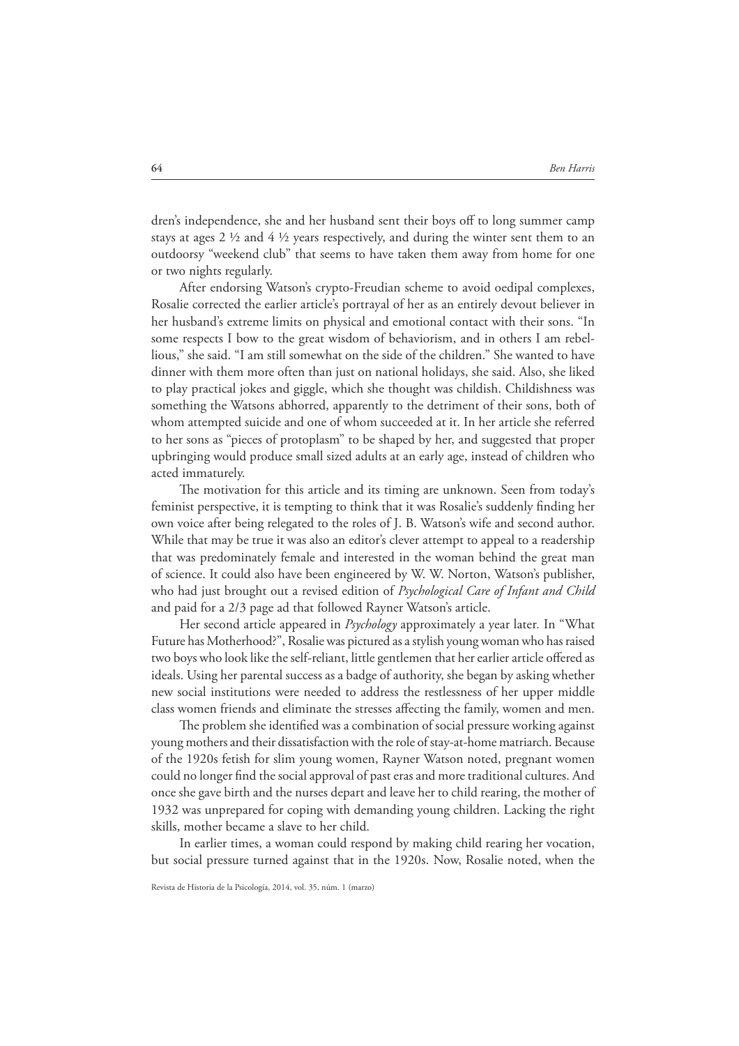dren's independence, she and her husband sent their boys off to long summer camp stays at ages 2 ½ and 4 ½ years respectively, and during the winter sent them to an outdoorsy "weekend club" that seems to have taken them away from home for one or two nights regularly.

After endorsing Watson's crypto-Freudian scheme to avoid oedipal complexes, Rosalie corrected the earlier article's portrayal of her as an entirely devout believer in her husband's extreme limits on physical and emotional contact with their sons. "In some respects I bow to the great wisdom of behaviorism, and in others I am rebellious," she said. "I am still somewhat on the side of the children." She wanted to have dinner with them more often than just on national holidays, she said. Also, she liked to play practical jokes and giggle, which she thought was childish. Childishness was something the Watsons abhorred, apparently to the detriment of their sons, both of whom attempted suicide and one of whom succeeded at it. In her article she referred to her sons as "pieces of protoplasm" to be shaped by her, and suggested that proper upbringing would produce small sized adults at an early age, instead of children who acted immaturely.

The motivation for this article and its timing are unknown. Seen from today's feminist perspective, it is tempting to think that it was Rosalie's suddenly finding her own voice after being relegated to the roles of J. B. Watson's wife and second author. While that may be true it was also an editor's clever attempt to appeal to a readership that was predominately female and interested in the woman behind the great man of science. It could also have been engineered by W. W. Norton, Watson's publisher, who had just brought out a revised edition of *Psychological Care of Infant and Child* and paid for a 2/3 page ad that followed Rayner Watson's article.

Her second article appeared in *Psychology* approximately a year later. In "What Future has Motherhood?", Rosalie was pictured as a stylish young woman who has raised two boys who look like the self-reliant, little gentlemen that her earlier article offered as ideals. Using her parental success as a badge of authority, she began by asking whether new social institutions were needed to address the restlessness of her upper middle class women friends and eliminate the stresses affecting the family, women and men.

The problem she identified was a combination of social pressure working against young mothers and their dissatisfaction with the role of stay-at-home matriarch. Because of the 1920s fetish for slim young women, Rayner Watson noted, pregnant women could no longer find the social approval of past eras and more traditional cultures. And once she gave birth and the nurses depart and leave her to child rearing, the mother of 1932 was unprepared for coping with demanding young children. Lacking the right skills, mother became a slave to her child.

In earlier times, a woman could respond by making child rearing her vocation, but social pressure turned against that in the 1920s. Now, Rosalie noted, when the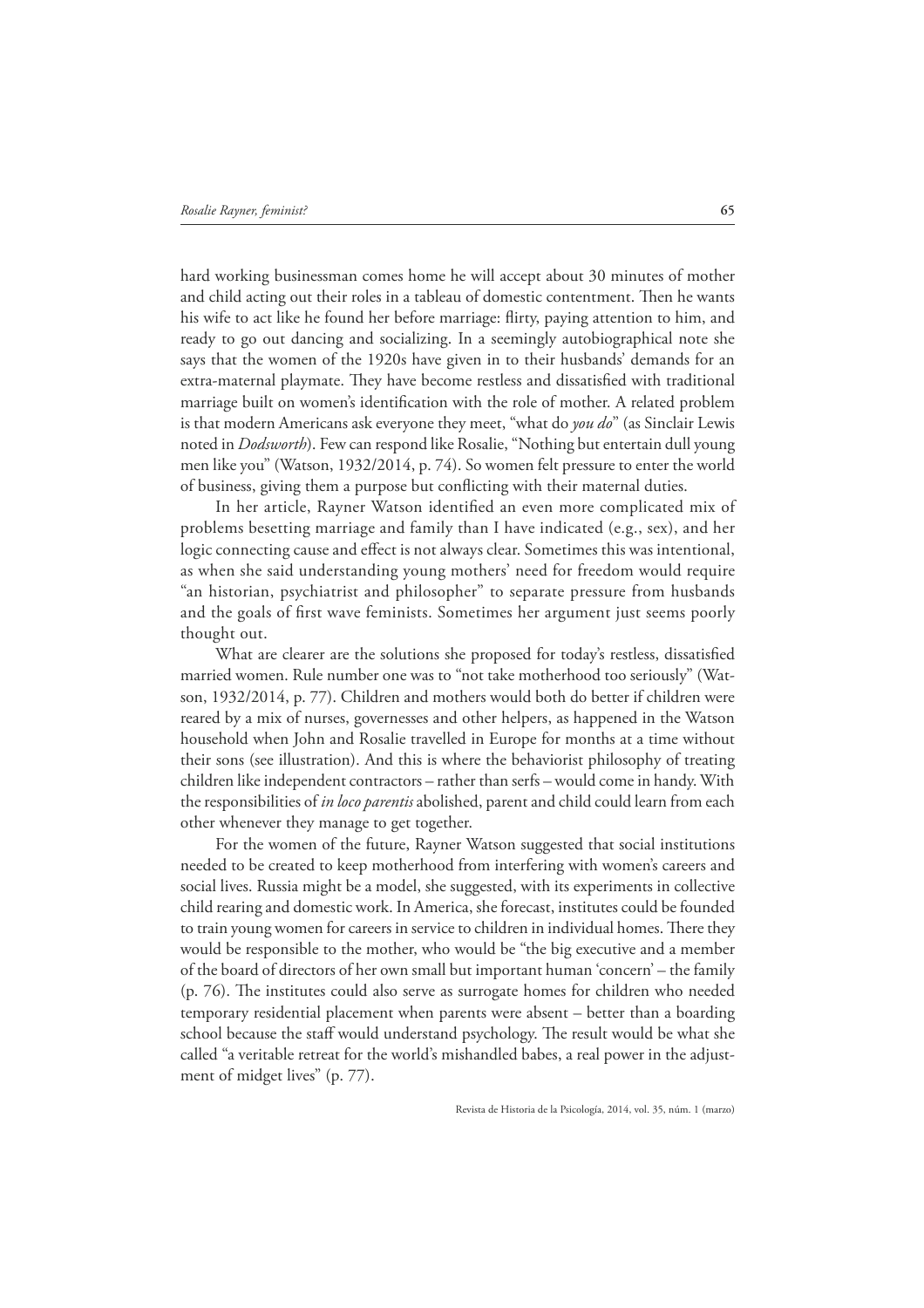hard working businessman comes home he will accept about 30 minutes of mother and child acting out their roles in a tableau of domestic contentment. Then he wants his wife to act like he found her before marriage: flirty, paying attention to him, and ready to go out dancing and socializing. In a seemingly autobiographical note she says that the women of the 1920s have given in to their husbands' demands for an extra-maternal playmate. They have become restless and dissatisfied with traditional marriage built on women's identification with the role of mother. A related problem is that modern Americans ask everyone they meet, "what do *you do*" (as Sinclair Lewis noted in *Dodsworth*). Few can respond like Rosalie, "Nothing but entertain dull young men like you" (Watson, 1932/2014, p. 74). So women felt pressure to enter the world of business, giving them a purpose but conflicting with their maternal duties.

In her article, Rayner Watson identified an even more complicated mix of problems besetting marriage and family than I have indicated (e.g., sex), and her logic connecting cause and effect is not always clear. Sometimes this was intentional, as when she said understanding young mothers' need for freedom would require "an historian, psychiatrist and philosopher" to separate pressure from husbands and the goals of first wave feminists. Sometimes her argument just seems poorly thought out.

What are clearer are the solutions she proposed for today's restless, dissatisfied married women. Rule number one was to "not take motherhood too seriously" (Watson, 1932/2014, p. 77). Children and mothers would both do better if children were reared by a mix of nurses, governesses and other helpers, as happened in the Watson household when John and Rosalie travelled in Europe for months at a time without their sons (see illustration). And this is where the behaviorist philosophy of treating children like independent contractors – rather than serfs – would come in handy. With the responsibilities of *in loco parentis* abolished, parent and child could learn from each other whenever they manage to get together.

For the women of the future, Rayner Watson suggested that social institutions needed to be created to keep motherhood from interfering with women's careers and social lives. Russia might be a model, she suggested, with its experiments in collective child rearing and domestic work. In America, she forecast, institutes could be founded to train young women for careers in service to children in individual homes. There they would be responsible to the mother, who would be "the big executive and a member of the board of directors of her own small but important human 'concern' – the family (p. 76). The institutes could also serve as surrogate homes for children who needed temporary residential placement when parents were absent – better than a boarding school because the staff would understand psychology. The result would be what she called "a veritable retreat for the world's mishandled babes, a real power in the adjustment of midget lives" (p. 77).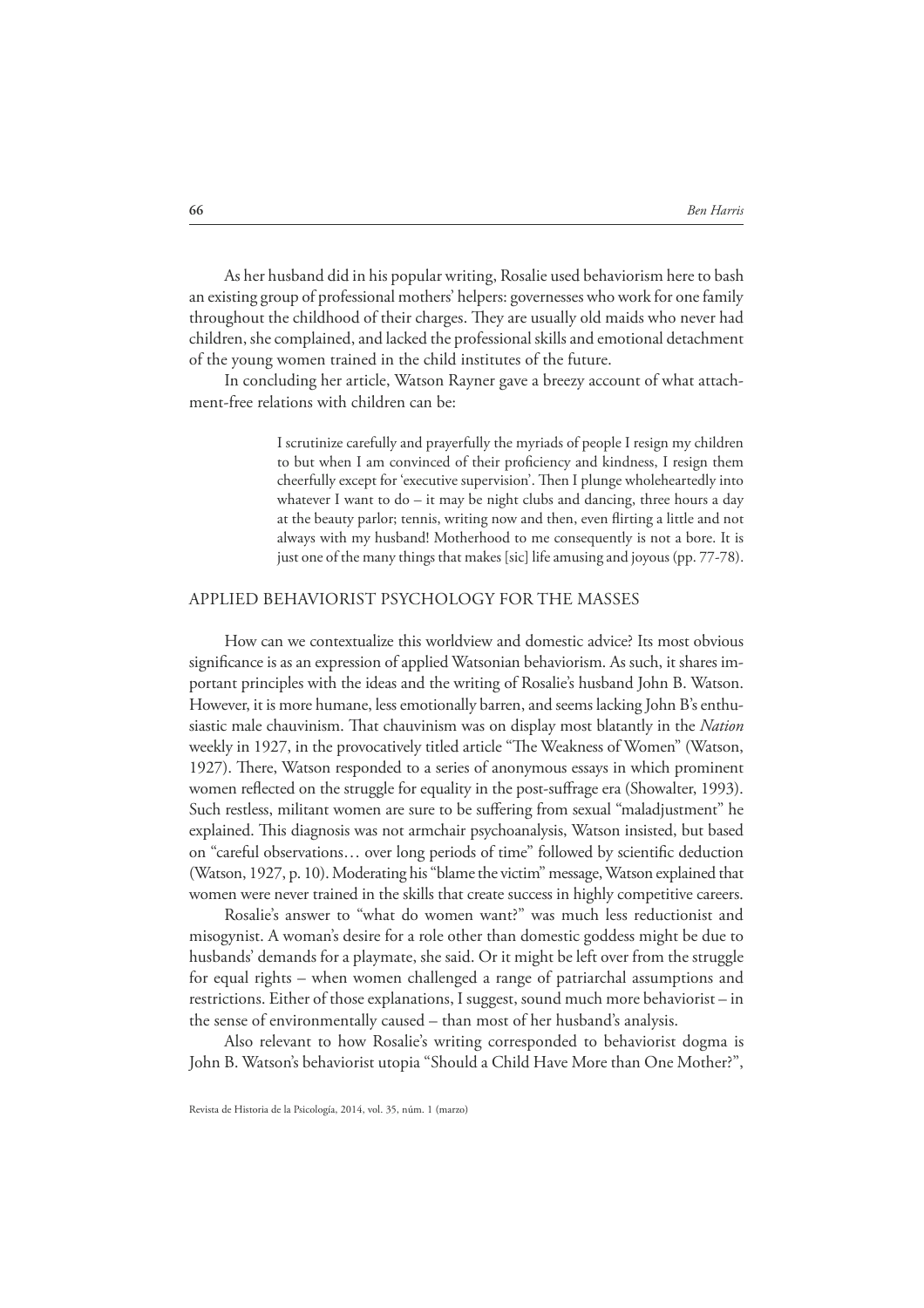As her husband did in his popular writing, Rosalie used behaviorism here to bash an existing group of professional mothers' helpers: governesses who work for one family throughout the childhood of their charges. They are usually old maids who never had children, she complained, and lacked the professional skills and emotional detachment of the young women trained in the child institutes of the future.

In concluding her article, Watson Rayner gave a breezy account of what attachment-free relations with children can be:

> I scrutinize carefully and prayerfully the myriads of people I resign my children to but when I am convinced of their proficiency and kindness, I resign them cheerfully except for 'executive supervision'. Then I plunge wholeheartedly into whatever I want to do – it may be night clubs and dancing, three hours a day at the beauty parlor; tennis, writing now and then, even flirting a little and not always with my husband! Motherhood to me consequently is not a bore. It is just one of the many things that makes [sic] life amusing and joyous (pp. 77-78).

## APPLIED BEHAVIORIST PSYCHOLOGY FOR THE MASSES

How can we contextualize this worldview and domestic advice? Its most obvious significance is as an expression of applied Watsonian behaviorism. As such, it shares important principles with the ideas and the writing of Rosalie's husband John B. Watson. However, it is more humane, less emotionally barren, and seems lacking John B's enthusiastic male chauvinism. That chauvinism was on display most blatantly in the *Nation* weekly in 1927, in the provocatively titled article "The Weakness of Women" (Watson, 1927). There, Watson responded to a series of anonymous essays in which prominent women reflected on the struggle for equality in the post-suffrage era (Showalter, 1993). Such restless, militant women are sure to be suffering from sexual "maladjustment" he explained. This diagnosis was not armchair psychoanalysis, Watson insisted, but based on "careful observations… over long periods of time" followed by scientific deduction (Watson, 1927, p. 10). Moderating his "blame the victim" message, Watson explained that women were never trained in the skills that create success in highly competitive careers.

Rosalie's answer to "what do women want?" was much less reductionist and misogynist. A woman's desire for a role other than domestic goddess might be due to husbands' demands for a playmate, she said. Or it might be left over from the struggle for equal rights – when women challenged a range of patriarchal assumptions and restrictions. Either of those explanations, I suggest, sound much more behaviorist – in the sense of environmentally caused – than most of her husband's analysis.

Also relevant to how Rosalie's writing corresponded to behaviorist dogma is John B. Watson's behaviorist utopia "Should a Child Have More than One Mother?",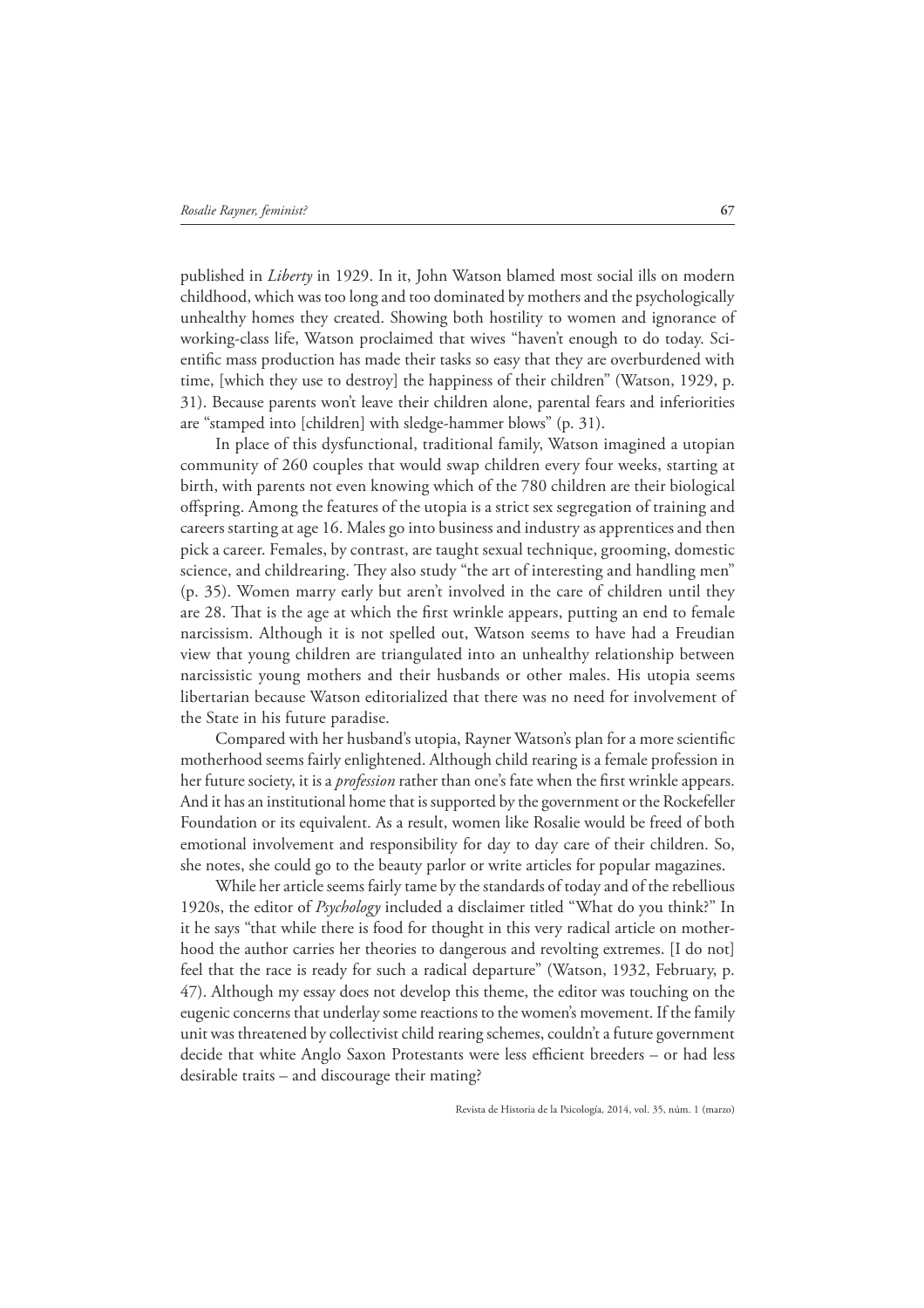published in *Liberty* in 1929. In it, John Watson blamed most social ills on modern childhood, which was too long and too dominated by mothers and the psychologically unhealthy homes they created. Showing both hostility to women and ignorance of working-class life, Watson proclaimed that wives "haven't enough to do today. Scientific mass production has made their tasks so easy that they are overburdened with time, [which they use to destroy] the happiness of their children" (Watson, 1929, p. 31). Because parents won't leave their children alone, parental fears and inferiorities are "stamped into [children] with sledge-hammer blows" (p. 31).

In place of this dysfunctional, traditional family, Watson imagined a utopian community of 260 couples that would swap children every four weeks, starting at birth, with parents not even knowing which of the 780 children are their biological offspring. Among the features of the utopia is a strict sex segregation of training and careers starting at age 16. Males go into business and industry as apprentices and then pick a career. Females, by contrast, are taught sexual technique, grooming, domestic science, and childrearing. They also study "the art of interesting and handling men" (p. 35). Women marry early but aren't involved in the care of children until they are 28. That is the age at which the first wrinkle appears, putting an end to female narcissism. Although it is not spelled out, Watson seems to have had a Freudian view that young children are triangulated into an unhealthy relationship between narcissistic young mothers and their husbands or other males. His utopia seems libertarian because Watson editorialized that there was no need for involvement of the State in his future paradise.

Compared with her husband's utopia, Rayner Watson's plan for a more scientific motherhood seems fairly enlightened. Although child rearing is a female profession in her future society, it is a *profession* rather than one's fate when the first wrinkle appears. And it has an institutional home that is supported by the government or the Rockefeller Foundation or its equivalent. As a result, women like Rosalie would be freed of both emotional involvement and responsibility for day to day care of their children. So, she notes, she could go to the beauty parlor or write articles for popular magazines.

While her article seems fairly tame by the standards of today and of the rebellious 1920s, the editor of *Psychology* included a disclaimer titled "What do you think?" In it he says "that while there is food for thought in this very radical article on motherhood the author carries her theories to dangerous and revolting extremes. [I do not] feel that the race is ready for such a radical departure" (Watson, 1932, February, p. 47). Although my essay does not develop this theme, the editor was touching on the eugenic concerns that underlay some reactions to the women's movement. If the family unit was threatened by collectivist child rearing schemes, couldn't a future government decide that white Anglo Saxon Protestants were less efficient breeders – or had less desirable traits – and discourage their mating?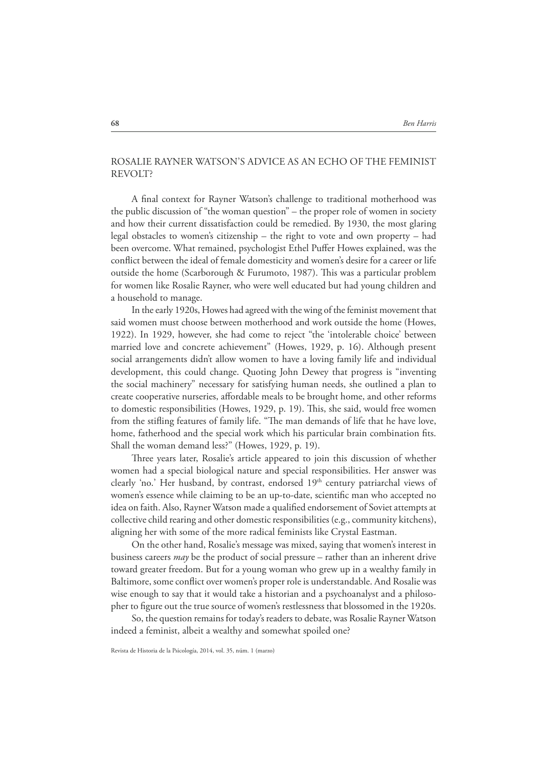## ROSALIE RAYNER WATSON'S ADVICE AS AN ECHO OF THE FEMINIST REVOLT?

A final context for Rayner Watson's challenge to traditional motherhood was the public discussion of "the woman question" – the proper role of women in society and how their current dissatisfaction could be remedied. By 1930, the most glaring legal obstacles to women's citizenship – the right to vote and own property – had been overcome. What remained, psychologist Ethel Puffer Howes explained, was the conflict between the ideal of female domesticity and women's desire for a career or life outside the home (Scarborough & Furumoto, 1987). This was a particular problem for women like Rosalie Rayner, who were well educated but had young children and a household to manage.

In the early 1920s, Howes had agreed with the wing of the feminist movement that said women must choose between motherhood and work outside the home (Howes, 1922). In 1929, however, she had come to reject "the 'intolerable choice' between married love and concrete achievement" (Howes, 1929, p. 16). Although present social arrangements didn't allow women to have a loving family life and individual development, this could change. Quoting John Dewey that progress is "inventing the social machinery" necessary for satisfying human needs, she outlined a plan to create cooperative nurseries, affordable meals to be brought home, and other reforms to domestic responsibilities (Howes, 1929, p. 19). This, she said, would free women from the stifling features of family life. "The man demands of life that he have love, home, fatherhood and the special work which his particular brain combination fits. Shall the woman demand less?" (Howes, 1929, p. 19).

Three years later, Rosalie's article appeared to join this discussion of whether women had a special biological nature and special responsibilities. Her answer was clearly 'no.' Her husband, by contrast, endorsed 19th century patriarchal views of women's essence while claiming to be an up-to-date, scientific man who accepted no idea on faith. Also, Rayner Watson made a qualified endorsement of Soviet attempts at collective child rearing and other domestic responsibilities (e.g., community kitchens), aligning her with some of the more radical feminists like Crystal Eastman.

On the other hand, Rosalie's message was mixed, saying that women's interest in business careers *may* be the product of social pressure – rather than an inherent drive toward greater freedom. But for a young woman who grew up in a wealthy family in Baltimore, some conflict over women's proper role is understandable. And Rosalie was wise enough to say that it would take a historian and a psychoanalyst and a philosopher to figure out the true source of women's restlessness that blossomed in the 1920s.

So, the question remains for today's readers to debate, was Rosalie Rayner Watson indeed a feminist, albeit a wealthy and somewhat spoiled one?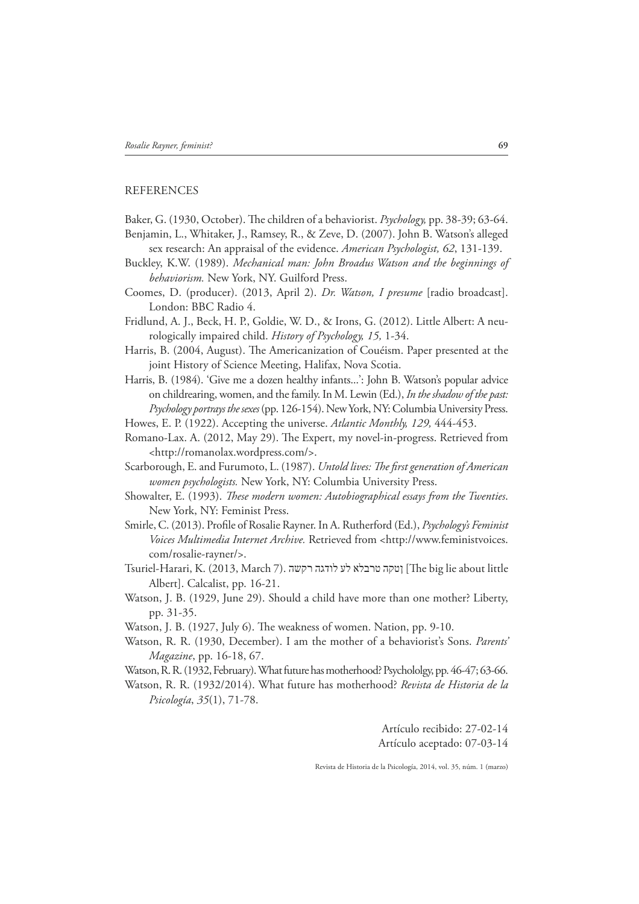## REFERENCES

Baker, G. (1930, October). The children of a behaviorist. *Psychology,* pp. 38-39; 63-64.

Benjamin, L., Whitaker, J., Ramsey, R., & Zeve, D. (2007). John B. Watson's alleged sex research: An appraisal of the evidence. *American Psychologist, 62*, 131-139.

Buckley, K.W. (1989). *Mechanical man: John Broadus Watson and the beginnings of behaviorism.* New York, NY. Guilford Press.

Coomes, D. (producer). (2013, April 2). *Dr. Watson, I presume* [radio broadcast]. London: BBC Radio 4.

Fridlund, A. J., Beck, H. P., Goldie, W. D., & Irons, G. (2012). Little Albert: A neurologically impaired child. *History of Psychology, 15,* 1-34.

Harris, B. (2004, August). The Americanization of Couéism. Paper presented at the joint History of Science Meeting, Halifax, Nova Scotia.

Harris, B. (1984). 'Give me a dozen healthy infants...': John B. Watson's popular advice on childrearing, women, and the family. In M. Lewin (Ed.), *In the shadow of the past: Psychology portrays the sexes* (pp. 126-154). New York, NY: Columbia University Press.

Howes, E. P. (1922). Accepting the universe. *Atlantic Monthly, 129,* 444-453.

Romano-Lax. A. (2012, May 29). The Expert, my novel-in-progress. Retrieved from <http://romanolax.wordpress.com/>.

Scarborough, E. and Furumoto, L. (1987). *Untold lives: The first generation of American women psychologists.* New York, NY: Columbia University Press.

Showalter, E. (1993). *These modern women: Autobiographical essays from the Twenties*. New York, NY: Feminist Press.

Smirle, C. (2013). Profile of Rosalie Rayner. In A. Rutherford (Ed.), *Psychology's Feminist Voices Multimedia Internet Archive.* Retrieved from <http://www.feministvoices.com/rosalie-rayner/>.

Tsuriel-Harari, K. (2013, March 7). השקר הגדול על אלברט הקטן [The big lie about little Albert]. Calcalist, pp. 16-21.

Watson, J. B. (1929, June 29). Should a child have more than one mother? Liberty, pp. 31-35.

Watson, J. B. (1927, July 6). The weakness of women. Nation, pp. 9-10.

Watson, R. R. (1930, December). I am the mother of a behaviorist's Sons. *Parents' Magazine*, pp. 16-18, 67.

Watson, R. R. (1932, February). What future has motherhood? Psychololgy, pp. 46-47; 63-66.

Watson, R. R. (1932/2014). What future has motherhood? *Revista de Historia de la Psicología*, *35*(1), 71-78.

Artículo recibido: 27-02-14
Artículo aceptado: 07-03-14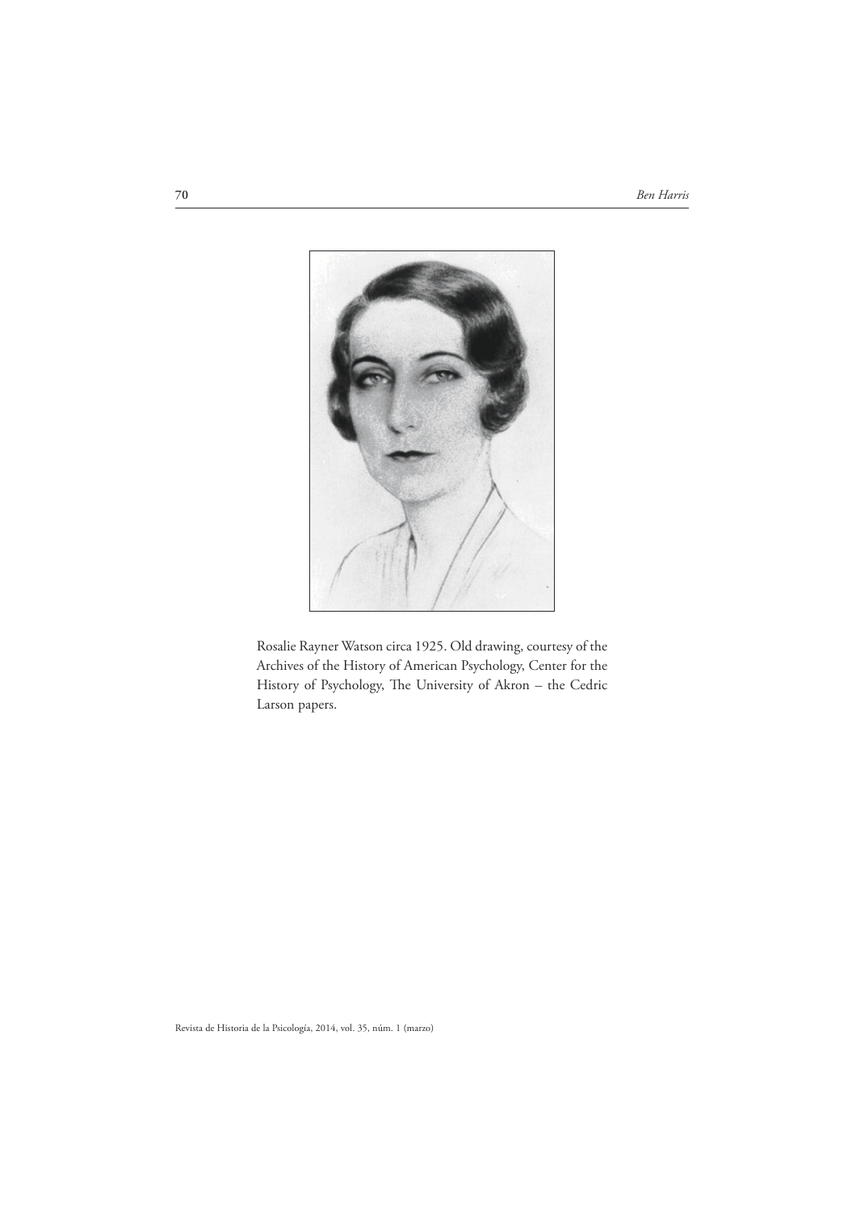Rosalie Rayner Watson circa 1925. Old drawing, courtesy of the Archives of the History of American Psychology, Center for the History of Psychology, The University of Akron – the Cedric Larson papers.